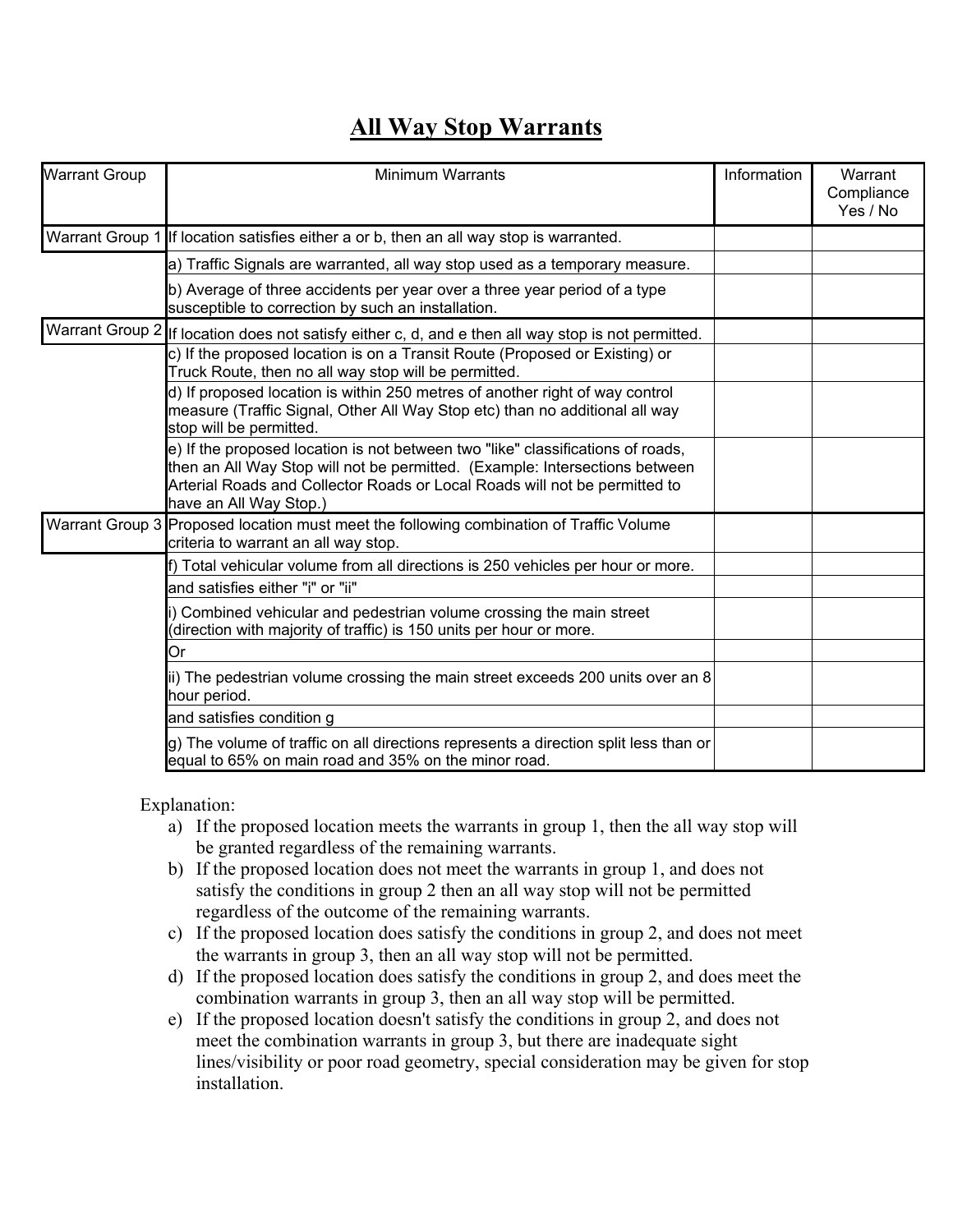# All Way Stop Warrants

| Warrant Group | Minimum Warrants | Information | Warrant Compliance Yes / No |
|---|---|---|---|
| Warrant Group 1 | If location satisfies either a or b, then an all way stop is warranted. | | |
| | a) Traffic Signals are warranted, all way stop used as a temporary measure. | | |
| | b) Average of three accidents per year over a three year period of a type susceptible to correction by such an installation. | | |
| Warrant Group 2 | If location does not satisfy either c, d, and e then all way stop is not permitted. | | |
| | c) If the proposed location is on a Transit Route (Proposed or Existing) or Truck Route, then no all way stop will be permitted. | | |
| | d) If proposed location is within 250 metres of another right of way control measure (Traffic Signal, Other All Way Stop etc) than no additional all way stop will be permitted. | | |
| | e) If the proposed location is not between two "like" classifications of roads, then an All Way Stop will not be permitted. (Example: Intersections between Arterial Roads and Collector Roads or Local Roads will not be permitted to have an All Way Stop.) | | |
| Warrant Group 3 | Proposed location must meet the following combination of Traffic Volume criteria to warrant an all way stop. | | |
| | f) Total vehicular volume from all directions is 250 vehicles per hour or more. | | |
| | and satisfies either "i" or "ii" | | |
| | i) Combined vehicular and pedestrian volume crossing the main street (direction with majority of traffic) is 150 units per hour or more. | | |
| | Or | | |
| | ii) The pedestrian volume crossing the main street exceeds 200 units over an 8 hour period. | | |
| | and satisfies condition g | | |
| | g) The volume of traffic on all directions represents a direction split less than or equal to 65% on main road and 35% on the minor road. | | |

Explanation:

a) If the proposed location meets the warrants in group 1, then the all way stop will be granted regardless of the remaining warrants.

b) If the proposed location does not meet the warrants in group 1, and does not satisfy the conditions in group 2 then an all way stop will not be permitted regardless of the outcome of the remaining warrants.

c) If the proposed location does satisfy the conditions in group 2, and does not meet the warrants in group 3, then an all way stop will not be permitted.

d) If the proposed location does satisfy the conditions in group 2, and does meet the combination warrants in group 3, then an all way stop will be permitted.

e) If the proposed location doesn't satisfy the conditions in group 2, and does not meet the combination warrants in group 3, but there are inadequate sight lines/visibility or poor road geometry, special consideration may be given for stop installation.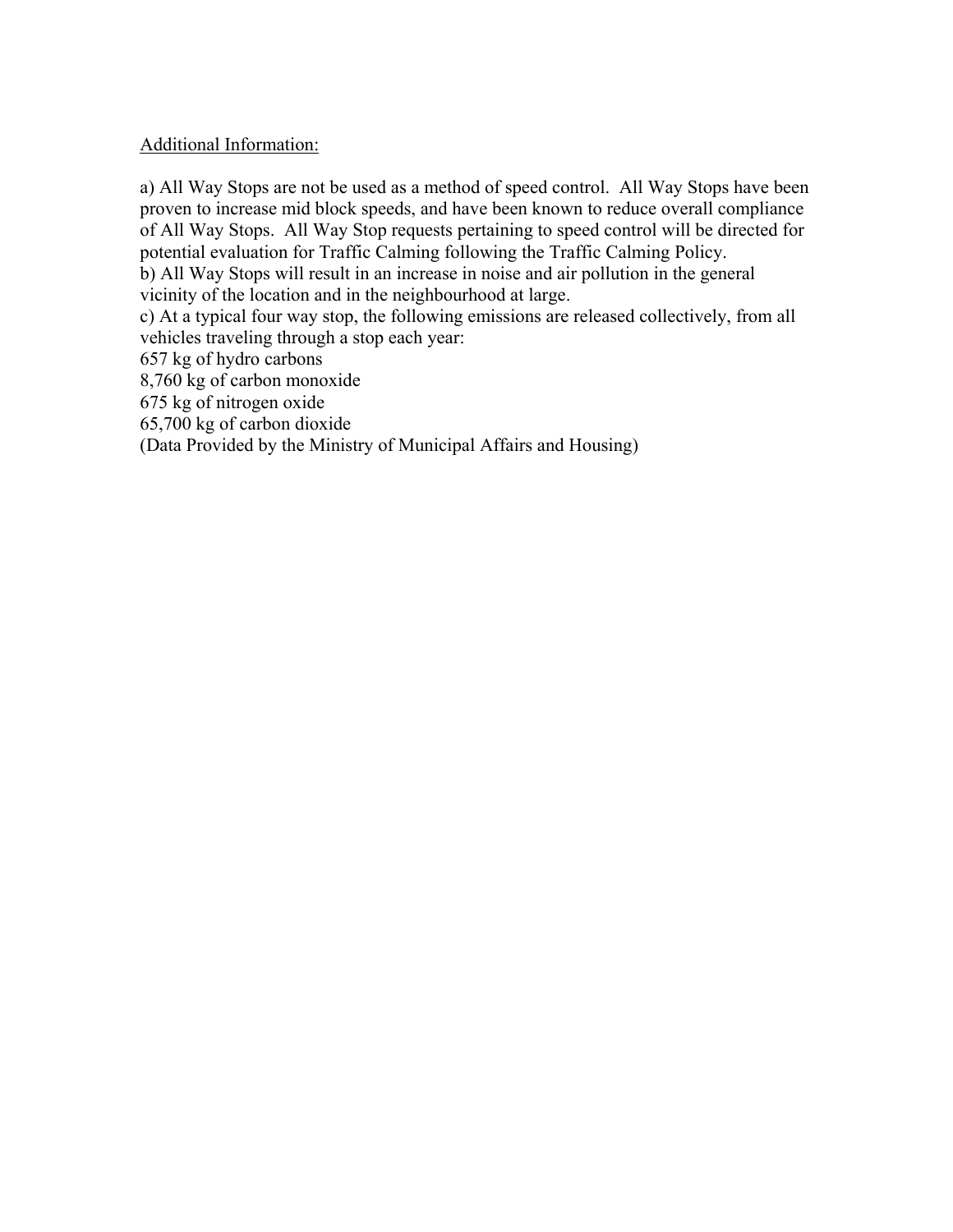Additional Information:

a) All Way Stops are not be used as a method of speed control. All Way Stops have been proven to increase mid block speeds, and have been known to reduce overall compliance of All Way Stops. All Way Stop requests pertaining to speed control will be directed for potential evaluation for Traffic Calming following the Traffic Calming Policy.
b) All Way Stops will result in an increase in noise and air pollution in the general vicinity of the location and in the neighbourhood at large.
c) At a typical four way stop, the following emissions are released collectively, from all vehicles traveling through a stop each year:
657 kg of hydro carbons
8,760 kg of carbon monoxide
675 kg of nitrogen oxide
65,700 kg of carbon dioxide
(Data Provided by the Ministry of Municipal Affairs and Housing)